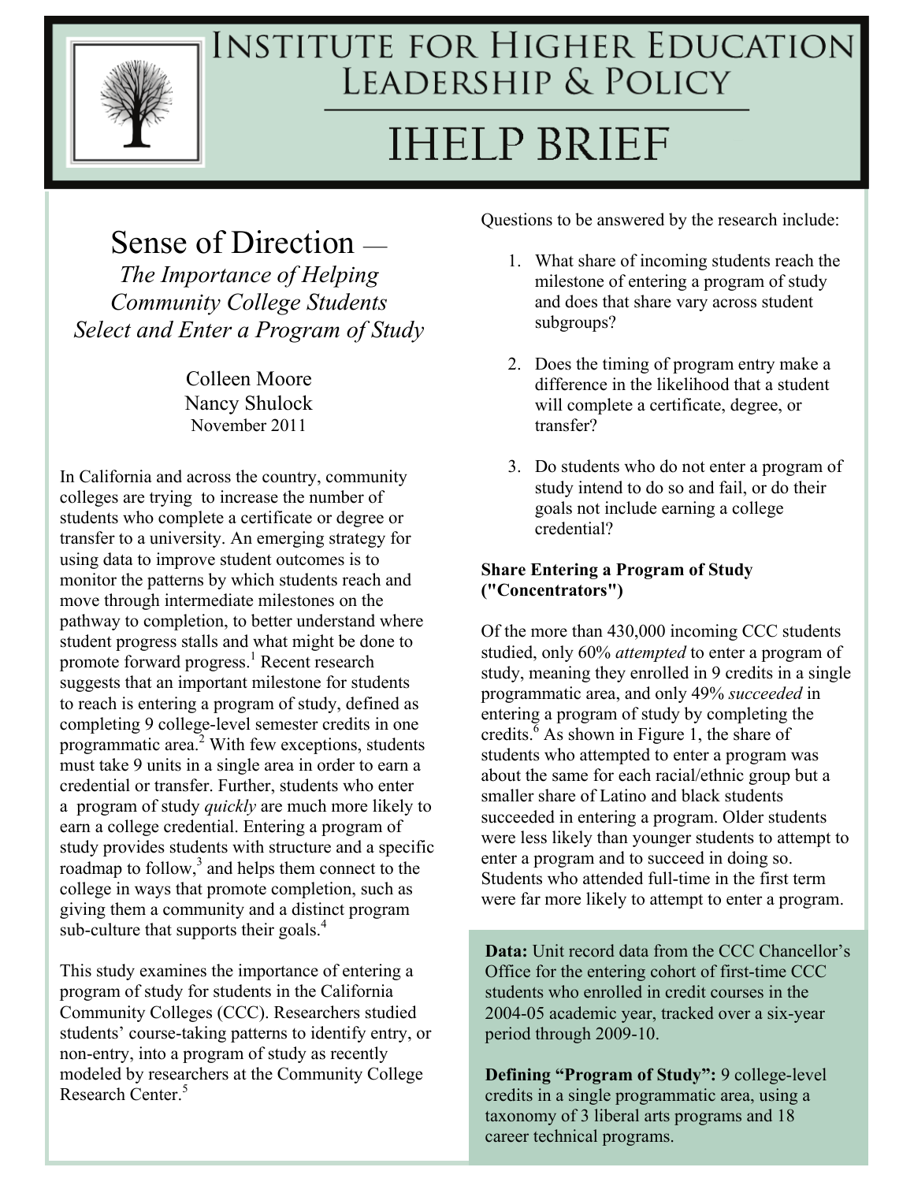# Institute for Higher Education Leadership & Policy

# IHELP BRIEF

## Sense of Direction — *The Importance of Helping Community College Students Select and Enter a Program of Study*

Colleen Moore
Nancy Shulock
November 2011

In California and across the country, community colleges are trying to increase the number of students who complete a certificate or degree or transfer to a university. An emerging strategy for using data to improve student outcomes is to monitor the patterns by which students reach and move through intermediate milestones on the pathway to completion, to better understand where student progress stalls and what might be done to promote forward progress.[1] Recent research suggests that an important milestone for students to reach is entering a program of study, defined as completing 9 college-level semester credits in one programmatic area.[2] With few exceptions, students must take 9 units in a single area in order to earn a credential or transfer. Further, students who enter a program of study *quickly* are much more likely to earn a college credential. Entering a program of study provides students with structure and a specific roadmap to follow,[3] and helps them connect to the college in ways that promote completion, such as giving them a community and a distinct program sub-culture that supports their goals.[4]

This study examines the importance of entering a program of study for students in the California Community Colleges (CCC). Researchers studied students' course-taking patterns to identify entry, or non-entry, into a program of study as recently modeled by researchers at the Community College Research Center.[5]

Questions to be answered by the research include:

1. What share of incoming students reach the milestone of entering a program of study and does that share vary across student subgroups?

2. Does the timing of program entry make a difference in the likelihood that a student will complete a certificate, degree, or transfer?

3. Do students who do not enter a program of study intend to do so and fail, or do their goals not include earning a college credential?

**Share Entering a Program of Study ("Concentrators")**

Of the more than 430,000 incoming CCC students studied, only 60% *attempted* to enter a program of study, meaning they enrolled in 9 credits in a single programmatic area, and only 49% *succeeded* in entering a program of study by completing the credits.[6] As shown in Figure 1, the share of students who attempted to enter a program was about the same for each racial/ethnic group but a smaller share of Latino and black students succeeded in entering a program. Older students were less likely than younger students to attempt to enter a program and to succeed in doing so. Students who attended full-time in the first term were far more likely to attempt to enter a program.

**Data:** Unit record data from the CCC Chancellor's Office for the entering cohort of first-time CCC students who enrolled in credit courses in the 2004-05 academic year, tracked over a six-year period through 2009-10.

**Defining "Program of Study":** 9 college-level credits in a single programmatic area, using a taxonomy of 3 liberal arts programs and 18 career technical programs.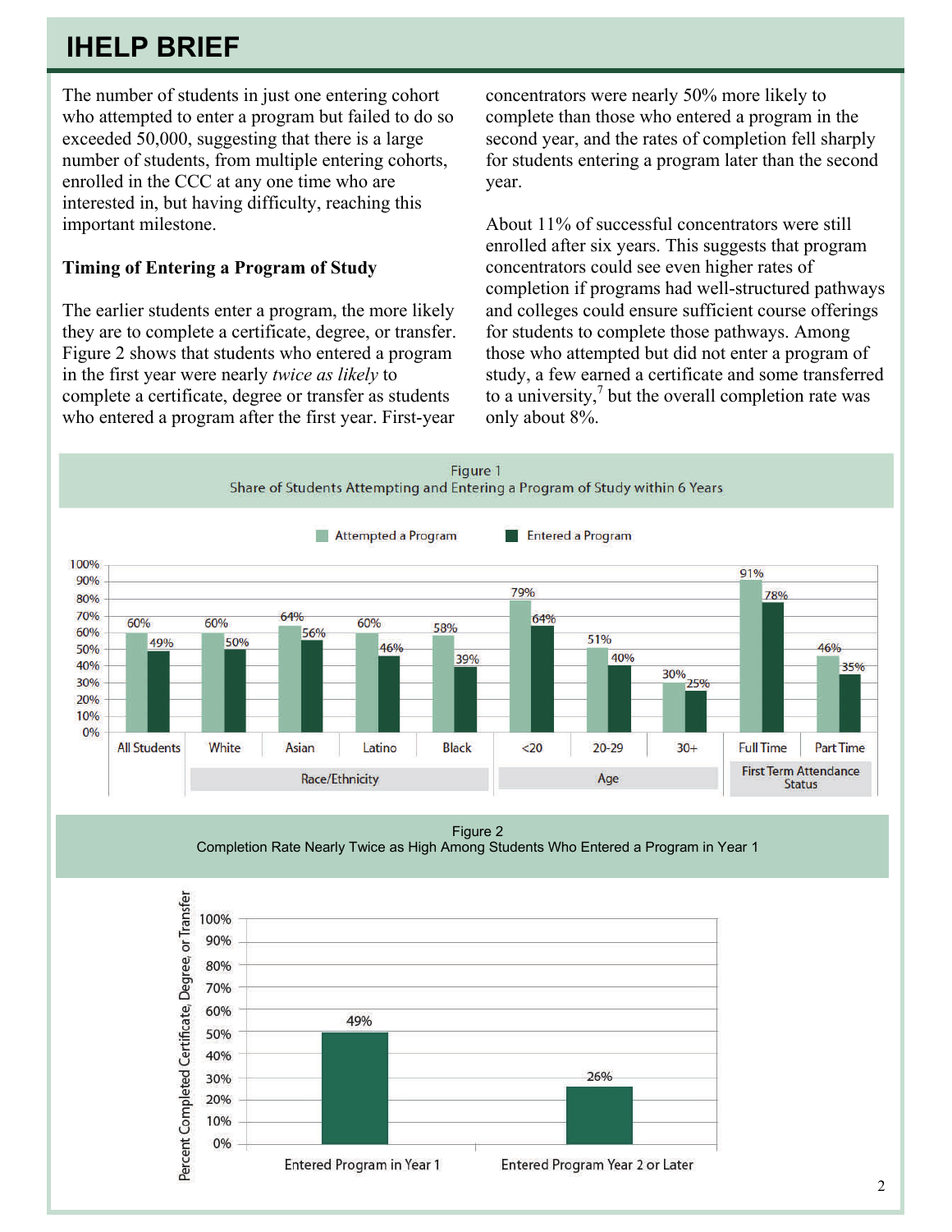The number of students in just one entering cohort who attempted to enter a program but failed to do so exceeded 50,000, suggesting that there is a large number of students, from multiple entering cohorts, enrolled in the CCC at any one time who are interested in, but having difficulty, reaching this important milestone.

**Timing of Entering a Program of Study**

The earlier students enter a program, the more likely they are to complete a certificate, degree, or transfer. Figure 2 shows that students who entered a program in the first year were nearly *twice as likely* to complete a certificate, degree or transfer as students who entered a program after the first year. First-year concentrators were nearly 50% more likely to complete than those who entered a program in the second year, and the rates of completion fell sharply for students entering a program later than the second year.

About 11% of successful concentrators were still enrolled after six years. This suggests that program concentrators could see even higher rates of completion if programs had well-structured pathways and colleges could ensure sufficient course offerings for students to complete those pathways. Among those who attempted but did not enter a program of study, a few earned a certificate and some transferred to a university,[7] but the overall completion rate was only about 8%.

Figure 1
Share of Students Attempting and Entering a Program of Study within 6 Years

| Group | Category | Attempted a Program | Entered a Program |
|---|---|---|---|
| | All Students | 60% | 49% |
| Race/Ethnicity | White | 60% | 50% |
| | Asian | 64% | 56% |
| | Latino | 60% | 46% |
| | Black | 58% | 39% |
| Age | <20 | 79% | 64% |
| | 20-29 | 51% | 40% |
| | 30+ | 30% | 25% |
| First Term Attendance Status | Full Time | 91% | 78% |
| | Part Time | 46% | 35% |

Figure 2
Completion Rate Nearly Twice as High Among Students Who Entered a Program in Year 1

| | Percent Completed Certificate, Degree, or Transfer |
|---|---|
| Entered Program in Year 1 | 49% |
| Entered Program Year 2 or Later | 26% |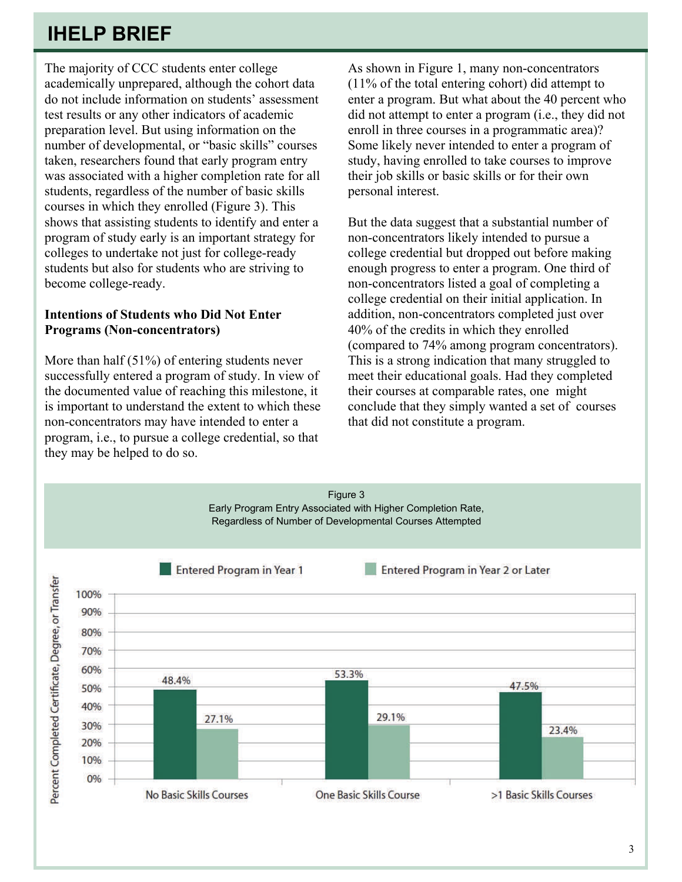The majority of CCC students enter college academically unprepared, although the cohort data do not include information on students' assessment test results or any other indicators of academic preparation level. But using information on the number of developmental, or "basic skills" courses taken, researchers found that early program entry was associated with a higher completion rate for all students, regardless of the number of basic skills courses in which they enrolled (Figure 3). This shows that assisting students to identify and enter a program of study early is an important strategy for colleges to undertake not just for college-ready students but also for students who are striving to become college-ready.

**Intentions of Students who Did Not Enter Programs (Non-concentrators)**

More than half (51%) of entering students never successfully entered a program of study. In view of the documented value of reaching this milestone, it is important to understand the extent to which these non-concentrators may have intended to enter a program, i.e., to pursue a college credential, so that they may be helped to do so.

As shown in Figure 1, many non-concentrators (11% of the total entering cohort) did attempt to enter a program. But what about the 40 percent who did not attempt to enter a program (i.e., they did not enroll in three courses in a programmatic area)? Some likely never intended to enter a program of study, having enrolled to take courses to improve their job skills or basic skills or for their own personal interest.

But the data suggest that a substantial number of non-concentrators likely intended to pursue a college credential but dropped out before making enough progress to enter a program. One third of non-concentrators listed a goal of completing a college credential on their initial application. In addition, non-concentrators completed just over 40% of the credits in which they enrolled (compared to 74% among program concentrators). This is a strong indication that many struggled to meet their educational goals. Had they completed their courses at comparable rates, one might conclude that they simply wanted a set of courses that did not constitute a program.

Figure 3
Early Program Entry Associated with Higher Completion Rate, Regardless of Number of Developmental Courses Attempted

Percent Completed Certificate, Degree, or Transfer

| | Entered Program in Year 1 | Entered Program in Year 2 or Later |
|---|---|---|
| No Basic Skills Courses | 48.4% | 27.1% |
| One Basic Skills Course | 53.3% | 29.1% |
| >1 Basic Skills Courses | 47.5% | 23.4% |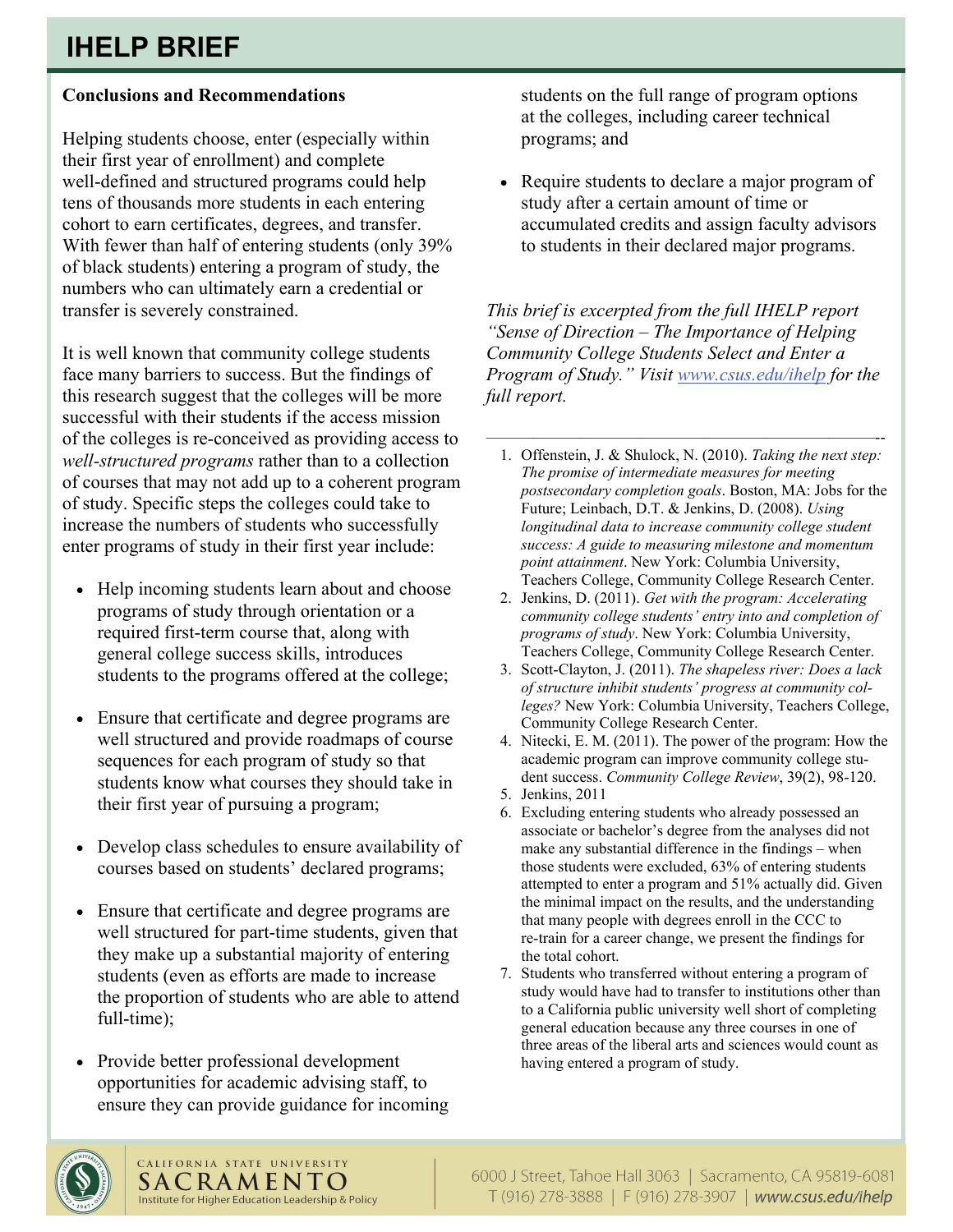## Conclusions and Recommendations

Helping students choose, enter (especially within their first year of enrollment) and complete well-defined and structured programs could help tens of thousands more students in each entering cohort to earn certificates, degrees, and transfer. With fewer than half of entering students (only 39% of black students) entering a program of study, the numbers who can ultimately earn a credential or transfer is severely constrained.

It is well known that community college students face many barriers to success. But the findings of this research suggest that the colleges will be more successful with their students if the access mission of the colleges is re-conceived as providing access to *well-structured programs* rather than to a collection of courses that may not add up to a coherent program of study. Specific steps the colleges could take to increase the numbers of students who successfully enter programs of study in their first year include:

- Help incoming students learn about and choose programs of study through orientation or a required first-term course that, along with general college success skills, introduces students to the programs offered at the college;
- Ensure that certificate and degree programs are well structured and provide roadmaps of course sequences for each program of study so that students know what courses they should take in their first year of pursuing a program;
- Develop class schedules to ensure availability of courses based on students' declared programs;
- Ensure that certificate and degree programs are well structured for part-time students, given that they make up a substantial majority of entering students (even as efforts are made to increase the proportion of students who are able to attend full-time);
- Provide better professional development opportunities for academic advising staff, to ensure they can provide guidance for incoming students on the full range of program options at the colleges, including career technical programs; and
- Require students to declare a major program of study after a certain amount of time or accumulated credits and assign faculty advisors to students in their declared major programs.

*This brief is excerpted from the full IHELP report "Sense of Direction – The Importance of Helping Community College Students Select and Enter a Program of Study." Visit www.csus.edu/ihelp for the full report.*

---

1. Offenstein, J. & Shulock, N. (2010). *Taking the next step: The promise of intermediate measures for meeting postsecondary completion goals*. Boston, MA: Jobs for the Future; Leinbach, D.T. & Jenkins, D. (2008). *Using longitudinal data to increase community college student success: A guide to measuring milestone and momentum point attainment*. New York: Columbia University, Teachers College, Community College Research Center.
2. Jenkins, D. (2011). *Get with the program: Accelerating community college students' entry into and completion of programs of study*. New York: Columbia University, Teachers College, Community College Research Center.
3. Scott-Clayton, J. (2011). *The shapeless river: Does a lack of structure inhibit students' progress at community colleges?* New York: Columbia University, Teachers College, Community College Research Center.
4. Nitecki, E. M. (2011). The power of the program: How the academic program can improve community college student success. *Community College Review*, 39(2), 98-120.
5. Jenkins, 2011
6. Excluding entering students who already possessed an associate or bachelor's degree from the analyses did not make any substantial difference in the findings – when those students were excluded, 63% of entering students attempted to enter a program and 51% actually did. Given the minimal impact on the results, and the understanding that many people with degrees enroll in the CCC to re-train for a career change, we present the findings for the total cohort.
7. Students who transferred without entering a program of study would have had to transfer to institutions other than to a California public university well short of completing general education because any three courses in one of three areas of the liberal arts and sciences would count as having entered a program of study.